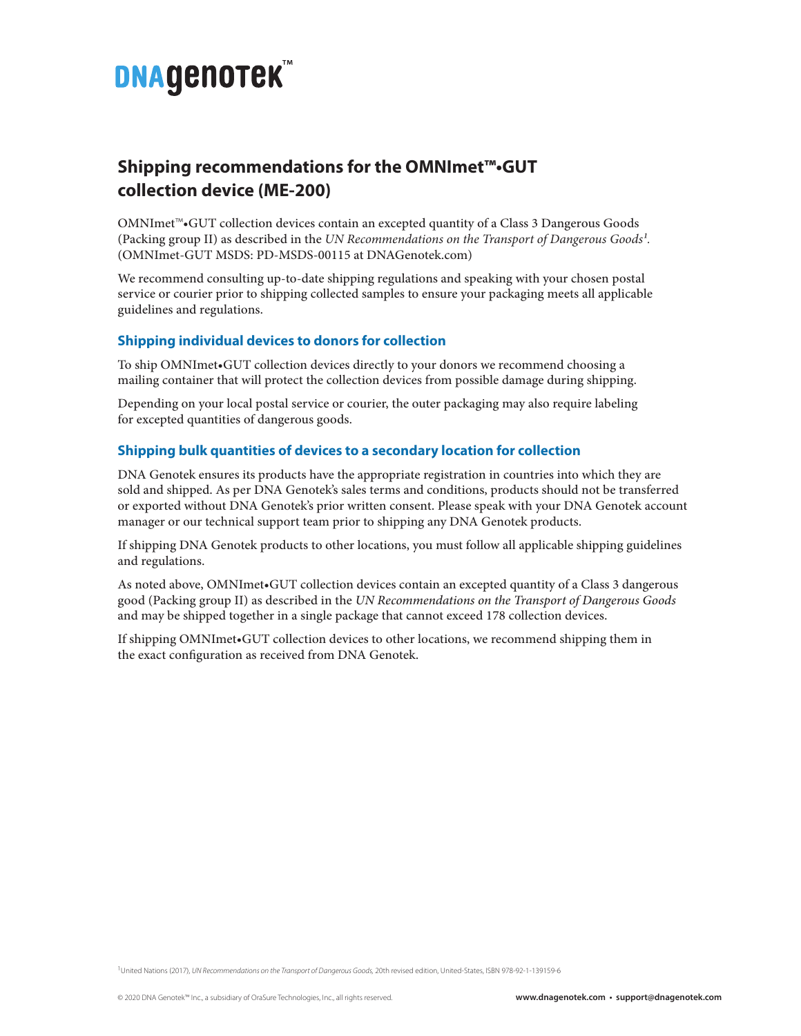# DNAgenotek™

## Shipping recommendations for the OMNImet™•GUT collection device (ME-200)

OMNImet™•GUT collection devices contain an excepted quantity of a Class 3 Dangerous Goods (Packing group II) as described in the *UN Recommendations on the Transport of Dangerous Goods*[1]. (OMNImet-GUT MSDS: PD-MSDS-00115 at DNAGenotek.com)

We recommend consulting up-to-date shipping regulations and speaking with your chosen postal service or courier prior to shipping collected samples to ensure your packaging meets all applicable guidelines and regulations.

### Shipping individual devices to donors for collection

To ship OMNImet•GUT collection devices directly to your donors we recommend choosing a mailing container that will protect the collection devices from possible damage during shipping.

Depending on your local postal service or courier, the outer packaging may also require labeling for excepted quantities of dangerous goods.

### Shipping bulk quantities of devices to a secondary location for collection

DNA Genotek ensures its products have the appropriate registration in countries into which they are sold and shipped. As per DNA Genotek's sales terms and conditions, products should not be transferred or exported without DNA Genotek's prior written consent. Please speak with your DNA Genotek account manager or our technical support team prior to shipping any DNA Genotek products.

If shipping DNA Genotek products to other locations, you must follow all applicable shipping guidelines and regulations.

As noted above, OMNImet•GUT collection devices contain an excepted quantity of a Class 3 dangerous good (Packing group II) as described in the *UN Recommendations on the Transport of Dangerous Goods* and may be shipped together in a single package that cannot exceed 178 collection devices.

If shipping OMNImet•GUT collection devices to other locations, we recommend shipping them in the exact configuration as received from DNA Genotek.

[1]United Nations (2017), *UN Recommendations on the Transport of Dangerous Goods*, 20th revised edition, United-States, ISBN 978-92-1-139159-6

© 2020 DNA Genotek™ Inc., a subsidiary of OraSure Technologies, Inc., all rights reserved. www.dnagenotek.com • support@dnagenotek.com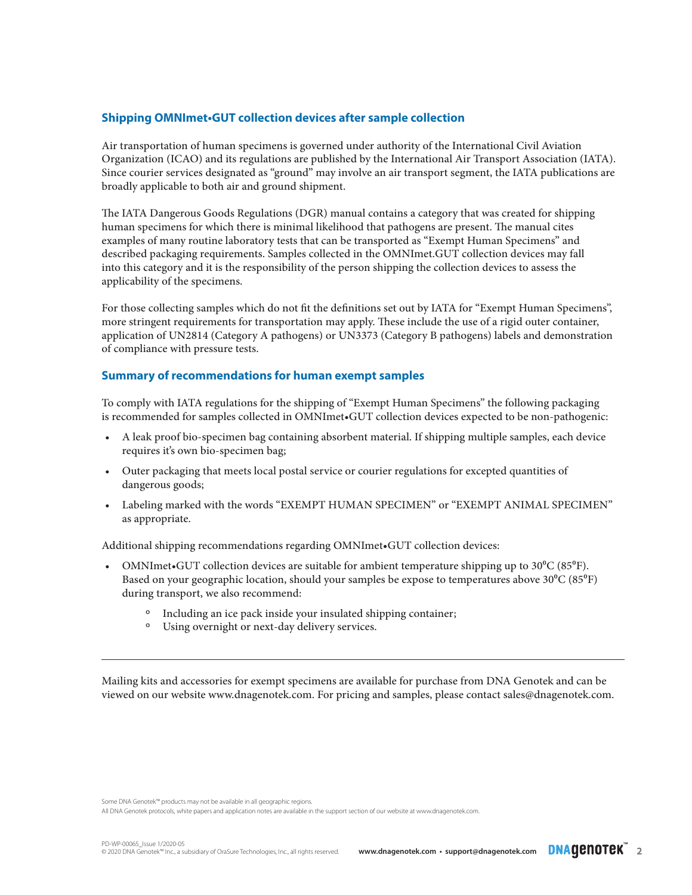## Shipping OMNImet•GUT collection devices after sample collection

Air transportation of human specimens is governed under authority of the International Civil Aviation Organization (ICAO) and its regulations are published by the International Air Transport Association (IATA). Since courier services designated as "ground" may involve an air transport segment, the IATA publications are broadly applicable to both air and ground shipment.

The IATA Dangerous Goods Regulations (DGR) manual contains a category that was created for shipping human specimens for which there is minimal likelihood that pathogens are present. The manual cites examples of many routine laboratory tests that can be transported as "Exempt Human Specimens" and described packaging requirements. Samples collected in the OMNImet.GUT collection devices may fall into this category and it is the responsibility of the person shipping the collection devices to assess the applicability of the specimens.

For those collecting samples which do not fit the definitions set out by IATA for "Exempt Human Specimens", more stringent requirements for transportation may apply. These include the use of a rigid outer container, application of UN2814 (Category A pathogens) or UN3373 (Category B pathogens) labels and demonstration of compliance with pressure tests.

## Summary of recommendations for human exempt samples

To comply with IATA regulations for the shipping of "Exempt Human Specimens" the following packaging is recommended for samples collected in OMNImet•GUT collection devices expected to be non-pathogenic:

- A leak proof bio-specimen bag containing absorbent material. If shipping multiple samples, each device requires it's own bio-specimen bag;
- Outer packaging that meets local postal service or courier regulations for excepted quantities of dangerous goods;
- Labeling marked with the words "EXEMPT HUMAN SPECIMEN" or "EXEMPT ANIMAL SPECIMEN" as appropriate.

Additional shipping recommendations regarding OMNImet•GUT collection devices:

- OMNImet•GUT collection devices are suitable for ambient temperature shipping up to 30⁰C (85⁰F). Based on your geographic location, should your samples be expose to temperatures above 30⁰C (85⁰F) during transport, we also recommend:
  - Including an ice pack inside your insulated shipping container;
  - Using overnight or next-day delivery services.

---

Mailing kits and accessories for exempt specimens are available for purchase from DNA Genotek and can be viewed on our website www.dnagenotek.com. For pricing and samples, please contact sales@dnagenotek.com.

Some DNA Genotek™ products may not be available in all geographic regions.
All DNA Genotek protocols, white papers and application notes are available in the support section of our website at www.dnagenotek.com.

PD-WP-00065_Issue 1/2020-05
© 2020 DNA Genotek™ Inc., a subsidiary of OraSure Technologies, Inc., all rights reserved.